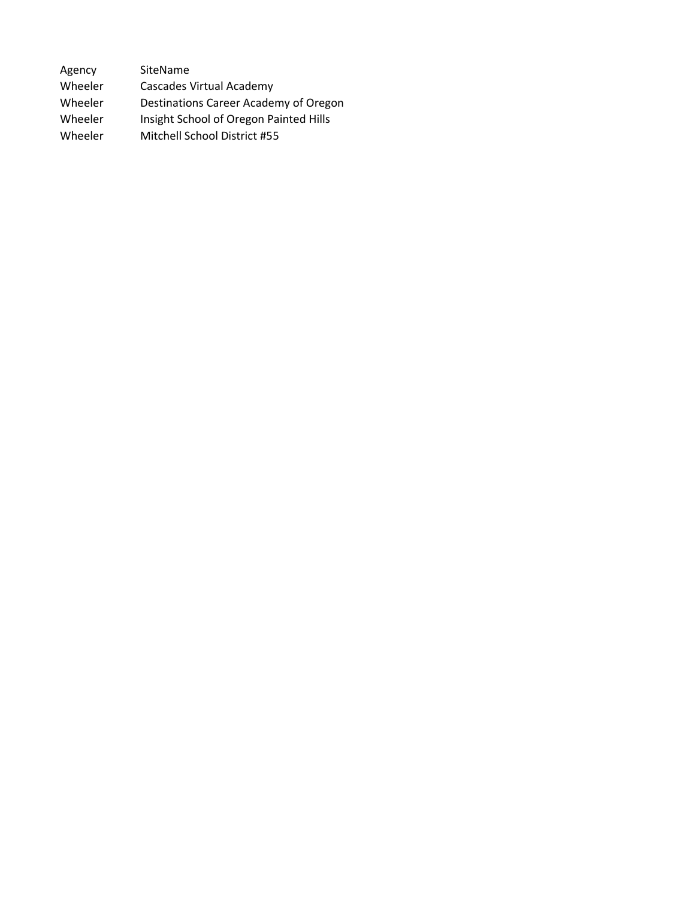| Agency | SiteName |
| --- | --- |
| Wheeler | Cascades Virtual Academy |
| Wheeler | Destinations Career Academy of Oregon |
| Wheeler | Insight School of Oregon Painted Hills |
| Wheeler | Mitchell School District #55 |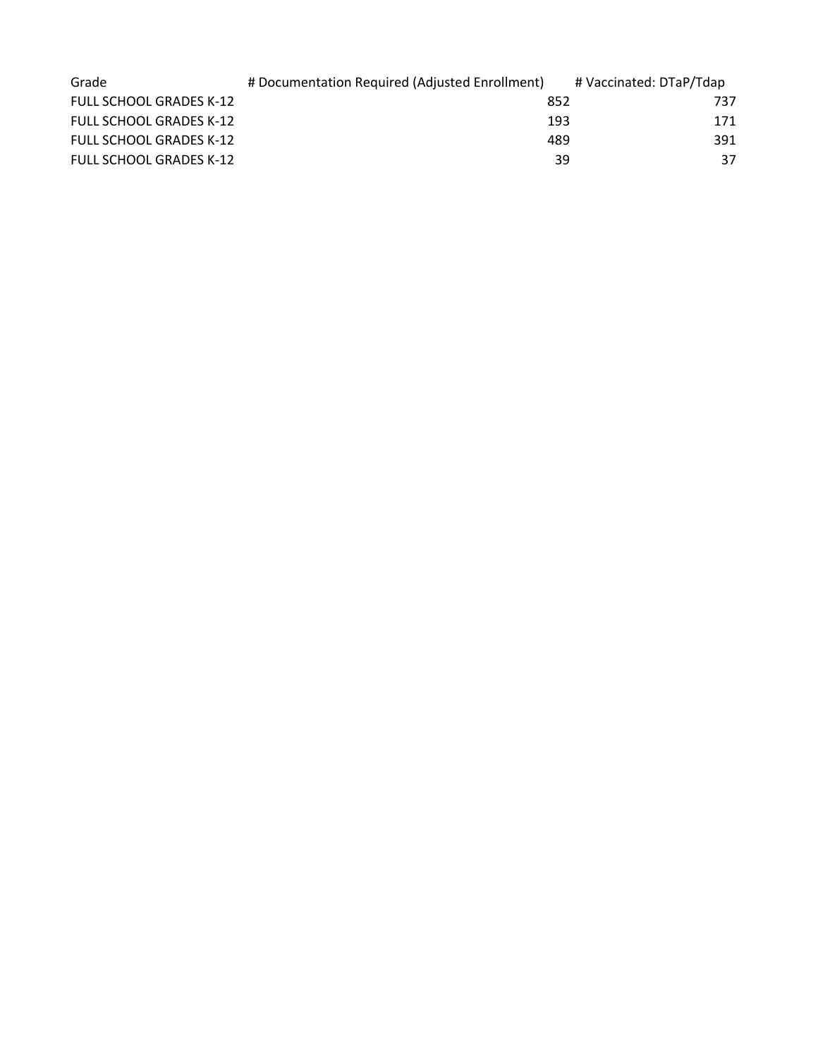| Grade | # Documentation Required (Adjusted Enrollment) | # Vaccinated: DTaP/Tdap |
|---|---|---|
| FULL SCHOOL GRADES K-12 | 852 | 737 |
| FULL SCHOOL GRADES K-12 | 193 | 171 |
| FULL SCHOOL GRADES K-12 | 489 | 391 |
| FULL SCHOOL GRADES K-12 | 39 | 37 |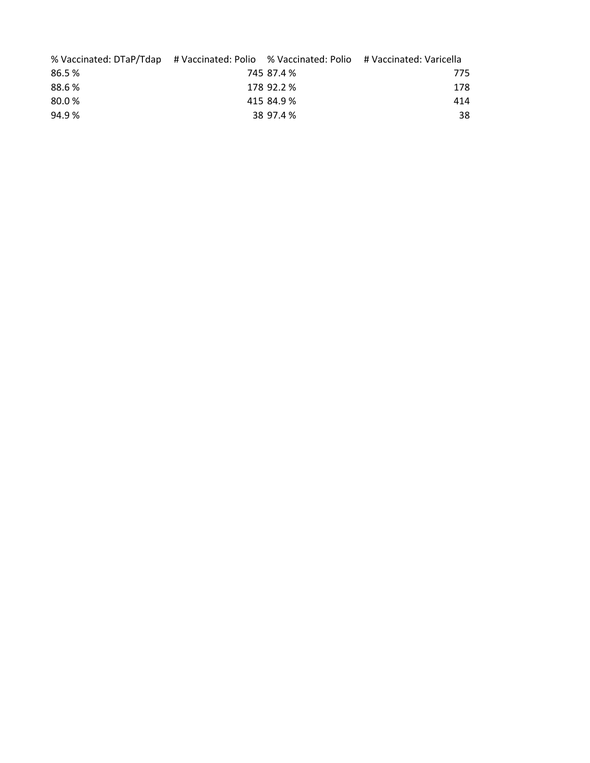| % Vaccinated: DTaP/Tdap | # Vaccinated: Polio | % Vaccinated: Polio | # Vaccinated: Varicella |
|---|---|---|---|
| 86.5 % | 745 | 87.4 % | 775 |
| 88.6 % | 178 | 92.2 % | 178 |
| 80.0 % | 415 | 84.9 % | 414 |
| 94.9 % | 38 | 97.4 % | 38 |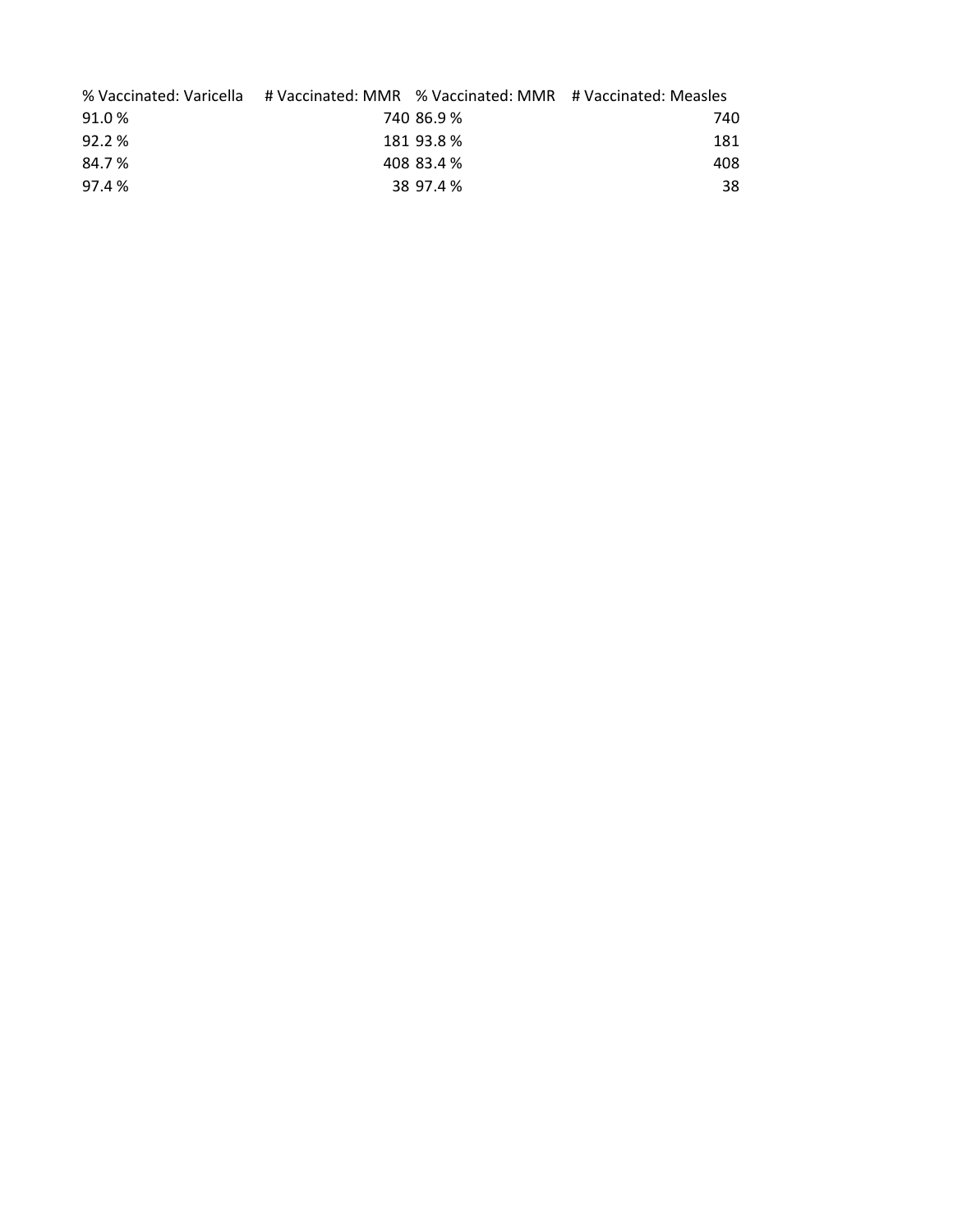| % Vaccinated: Varicella | # Vaccinated: MMR | % Vaccinated: MMR | # Vaccinated: Measles |
|---|---|---|---|
| 91.0 % | 740 | 86.9 % | 740 |
| 92.2 % | 181 | 93.8 % | 181 |
| 84.7 % | 408 | 83.4 % | 408 |
| 97.4 % | 38 | 97.4 % | 38 |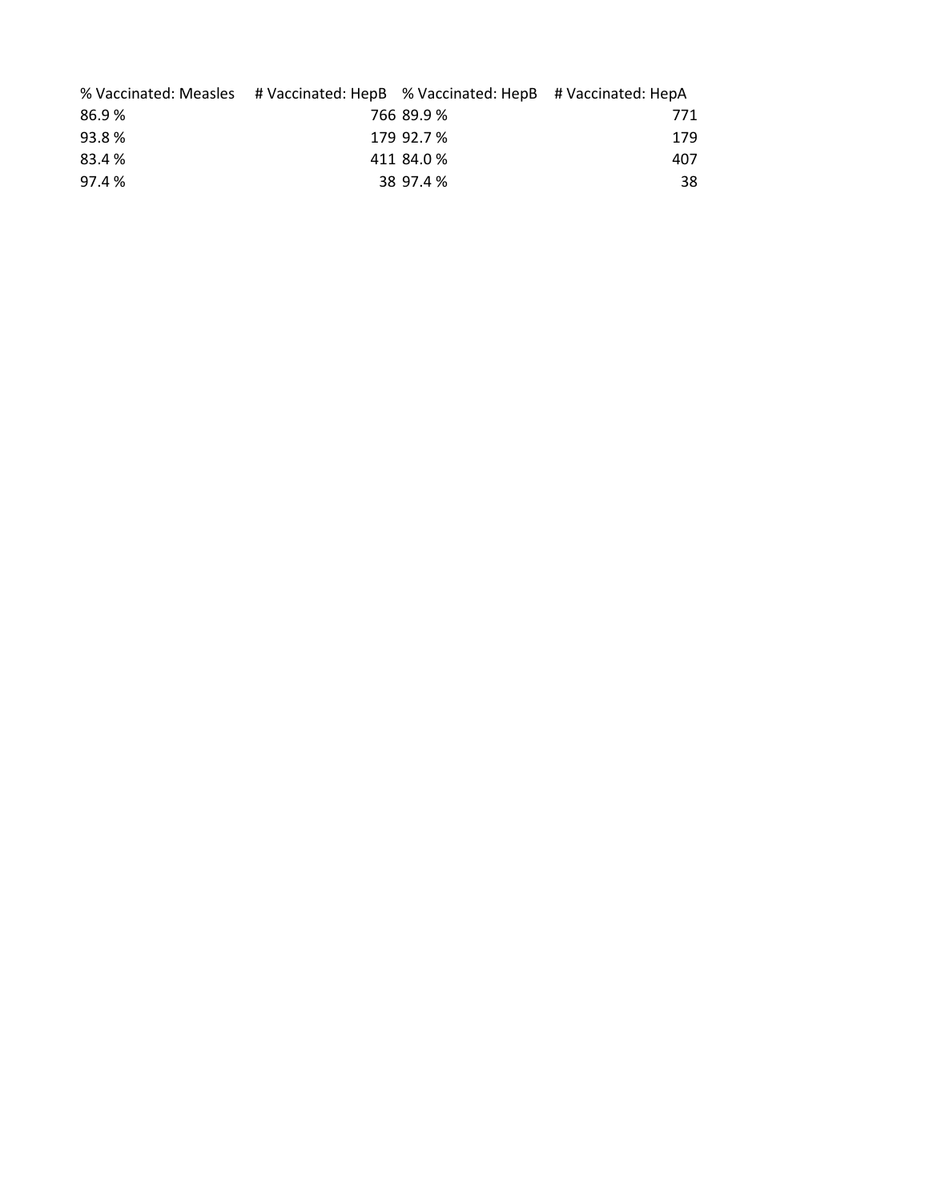| % Vaccinated: Measles | # Vaccinated: HepB | % Vaccinated: HepB | # Vaccinated: HepA |
|---|---|---|---|
| 86.9 % | 766 | 89.9 % | 771 |
| 93.8 % | 179 | 92.7 % | 179 |
| 83.4 % | 411 | 84.0 % | 407 |
| 97.4 % | 38 | 97.4 % | 38 |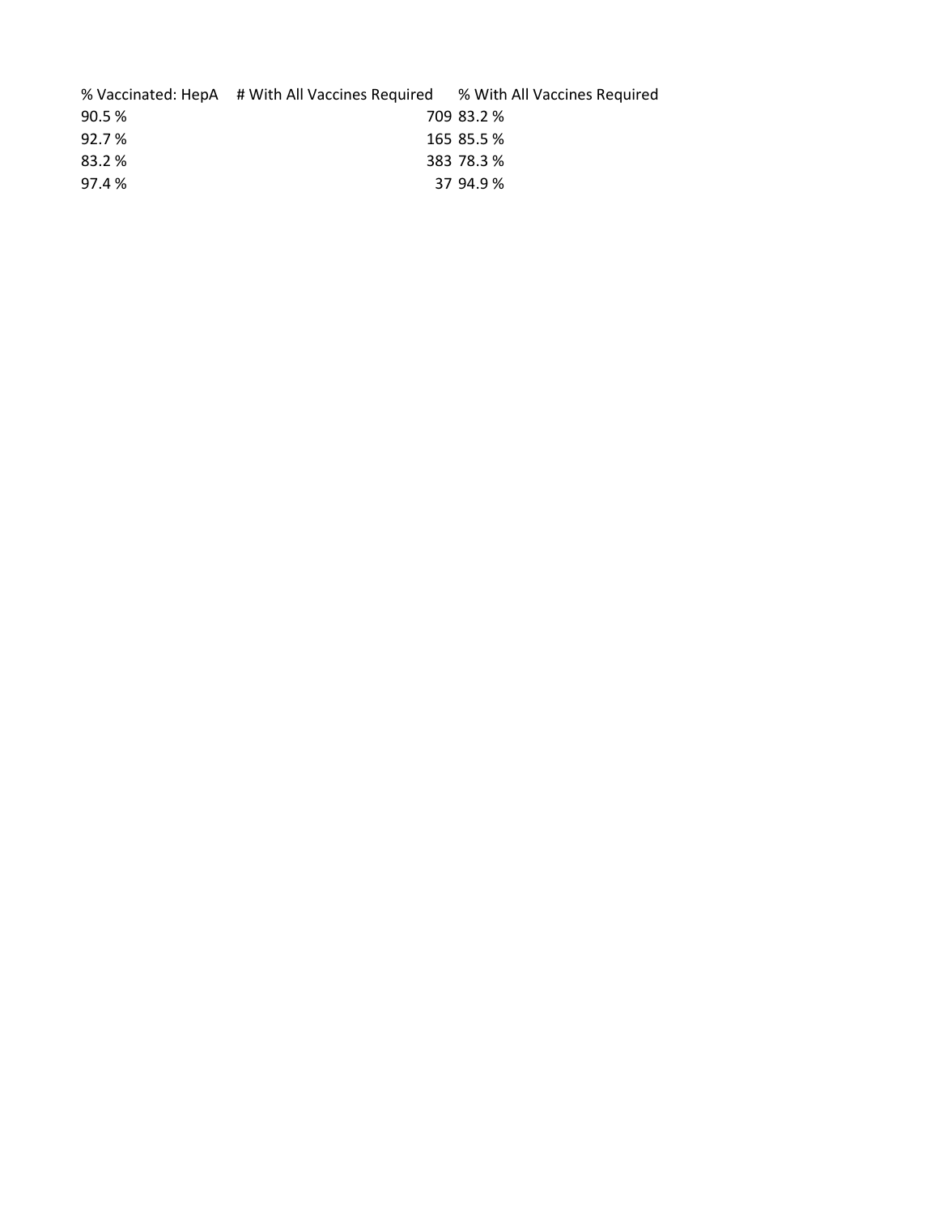| % Vaccinated: HepA | # With All Vaccines Required | % With All Vaccines Required |
|---|---|---|
| 90.5 % | 709 | 83.2 % |
| 92.7 % | 165 | 85.5 % |
| 83.2 % | 383 | 78.3 % |
| 97.4 % | 37 | 94.9 % |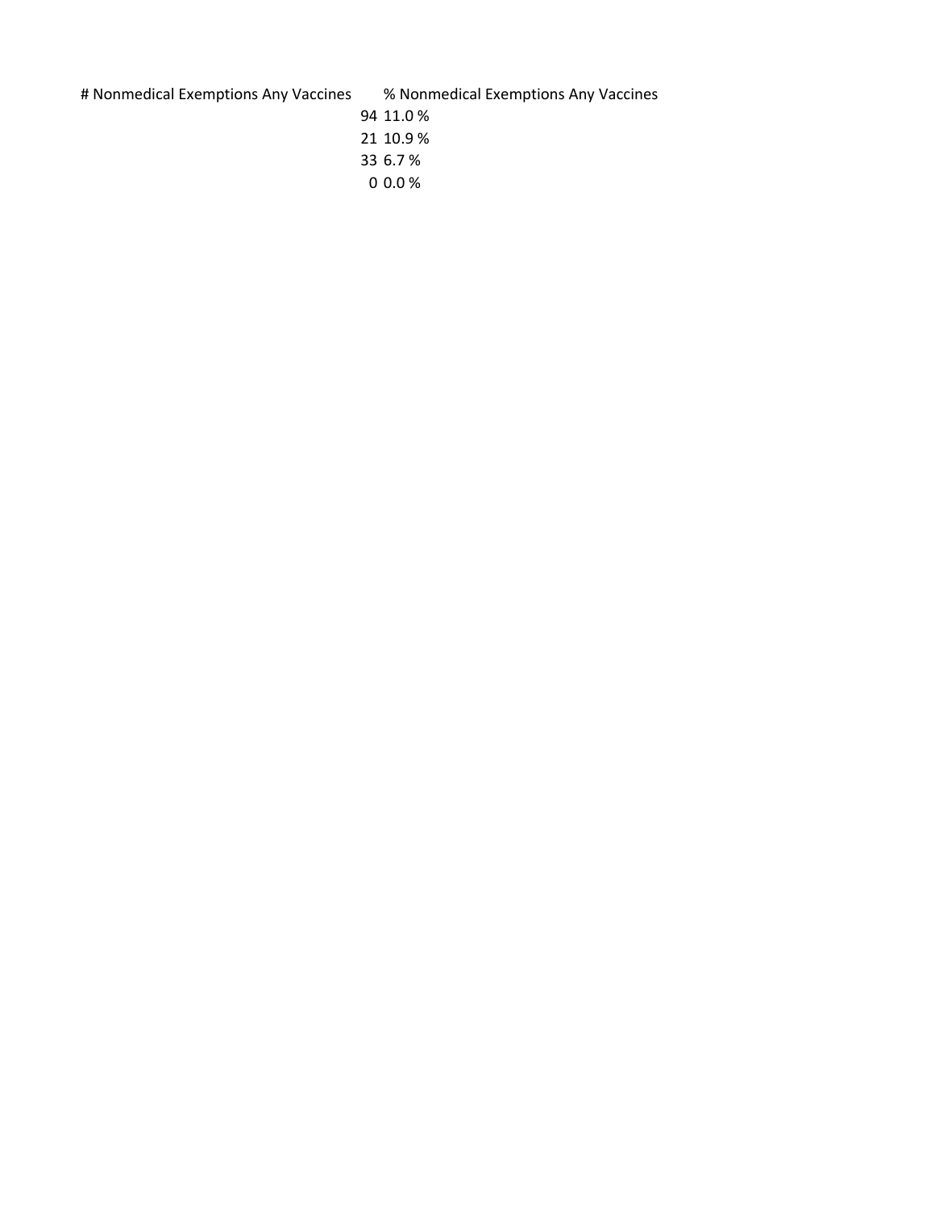| # Nonmedical Exemptions Any Vaccines | % Nonmedical Exemptions Any Vaccines |
|---|---|
| 94 | 11.0 % |
| 21 | 10.9 % |
| 33 | 6.7 % |
| 0 | 0.0 % |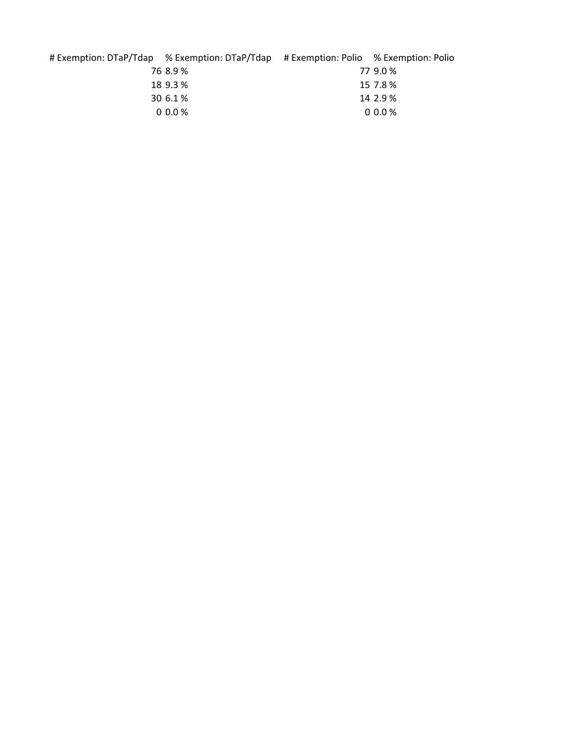| # Exemption: DTaP/Tdap | % Exemption: DTaP/Tdap | # Exemption: Polio | % Exemption: Polio |
|---|---|---|---|
| 76 | 8.9 % | 77 | 9.0 % |
| 18 | 9.3 % | 15 | 7.8 % |
| 30 | 6.1 % | 14 | 2.9 % |
| 0 | 0.0 % | 0 | 0.0 % |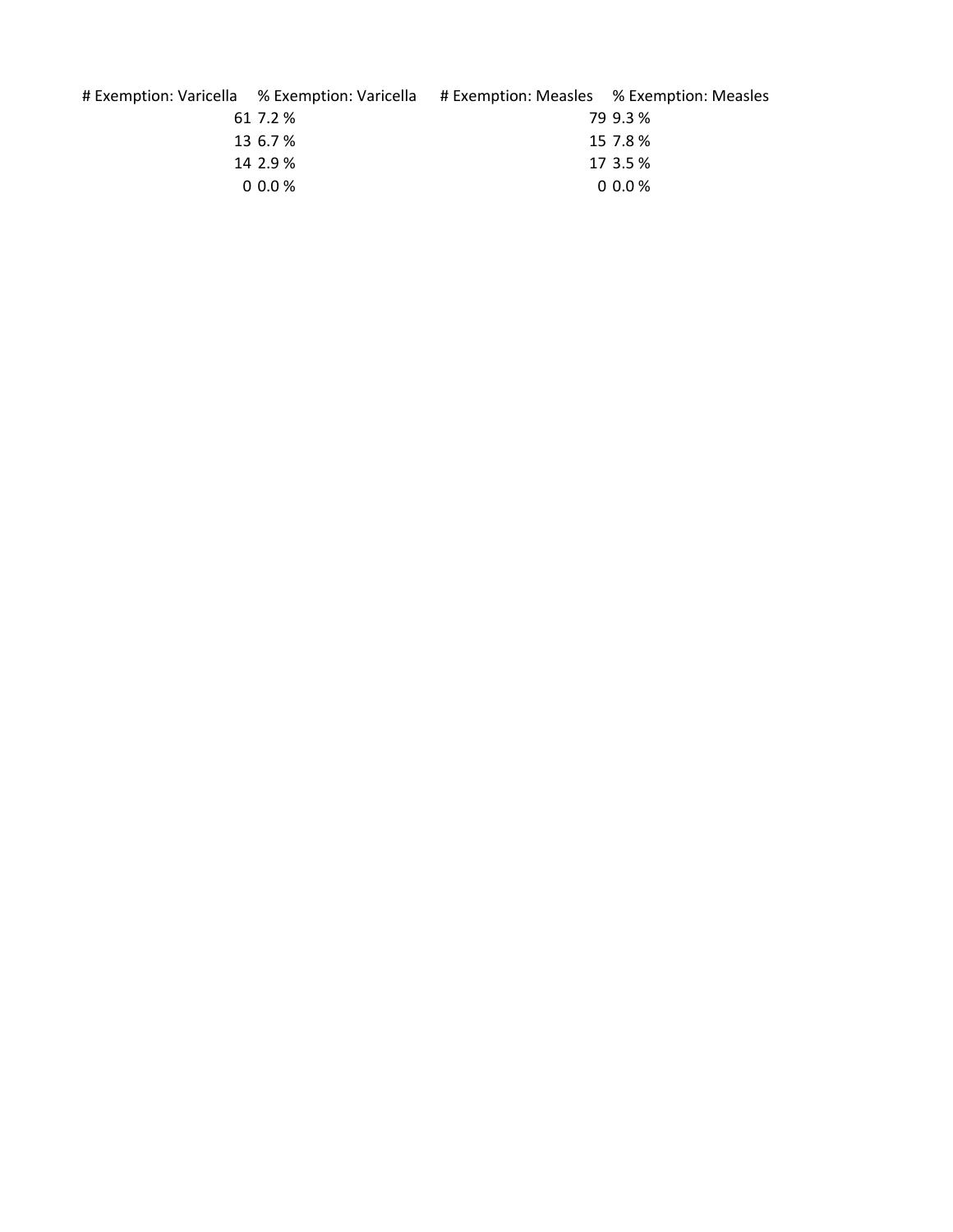| # Exemption: Varicella | % Exemption: Varicella | # Exemption: Measles | % Exemption: Measles |
|---|---|---|---|
| 61 | 7.2 % | 79 | 9.3 % |
| 13 | 6.7 % | 15 | 7.8 % |
| 14 | 2.9 % | 17 | 3.5 % |
| 0 | 0.0 % | 0 | 0.0 % |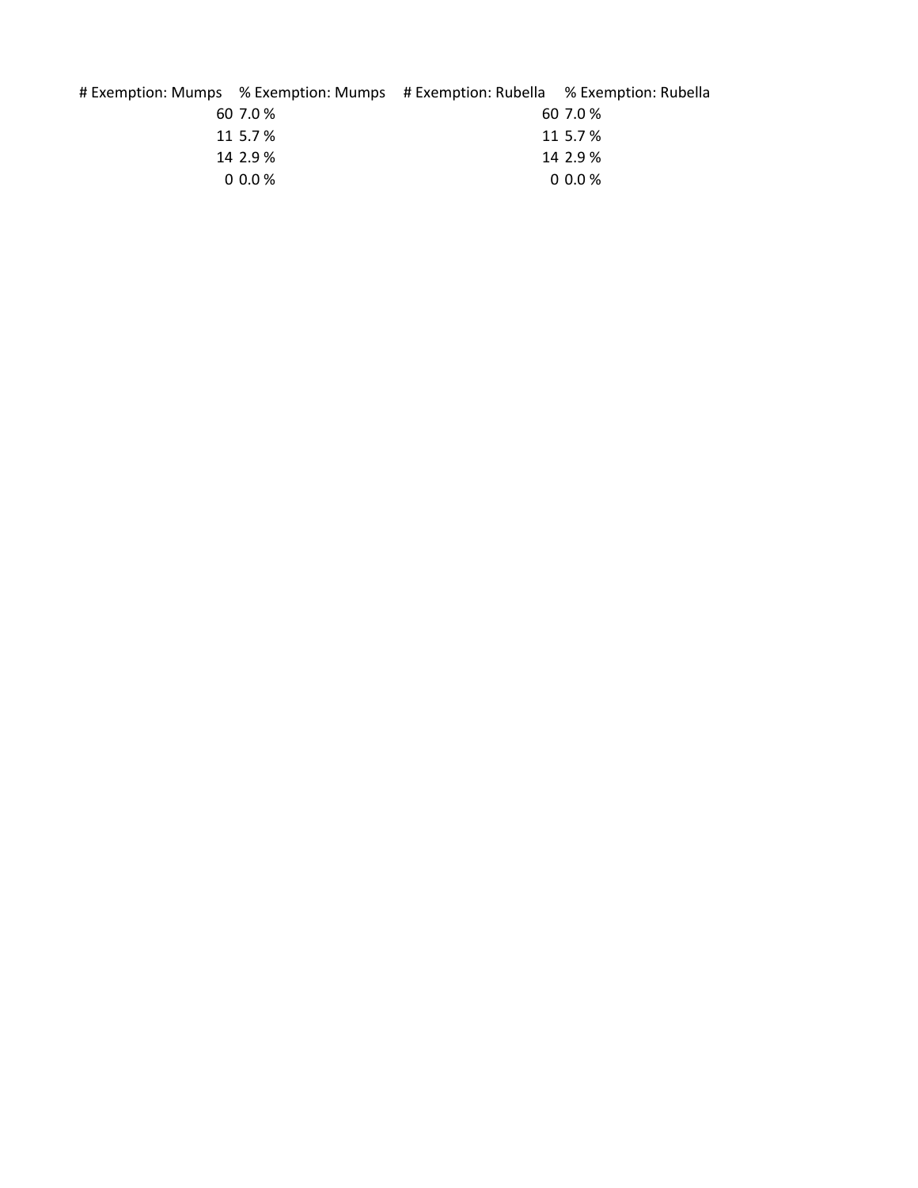| # Exemption: Mumps | % Exemption: Mumps | # Exemption: Rubella | % Exemption: Rubella |
| --- | --- | --- | --- |
| 60 | 7.0 % | 60 | 7.0 % |
| 11 | 5.7 % | 11 | 5.7 % |
| 14 | 2.9 % | 14 | 2.9 % |
| 0 | 0.0 % | 0 | 0.0 % |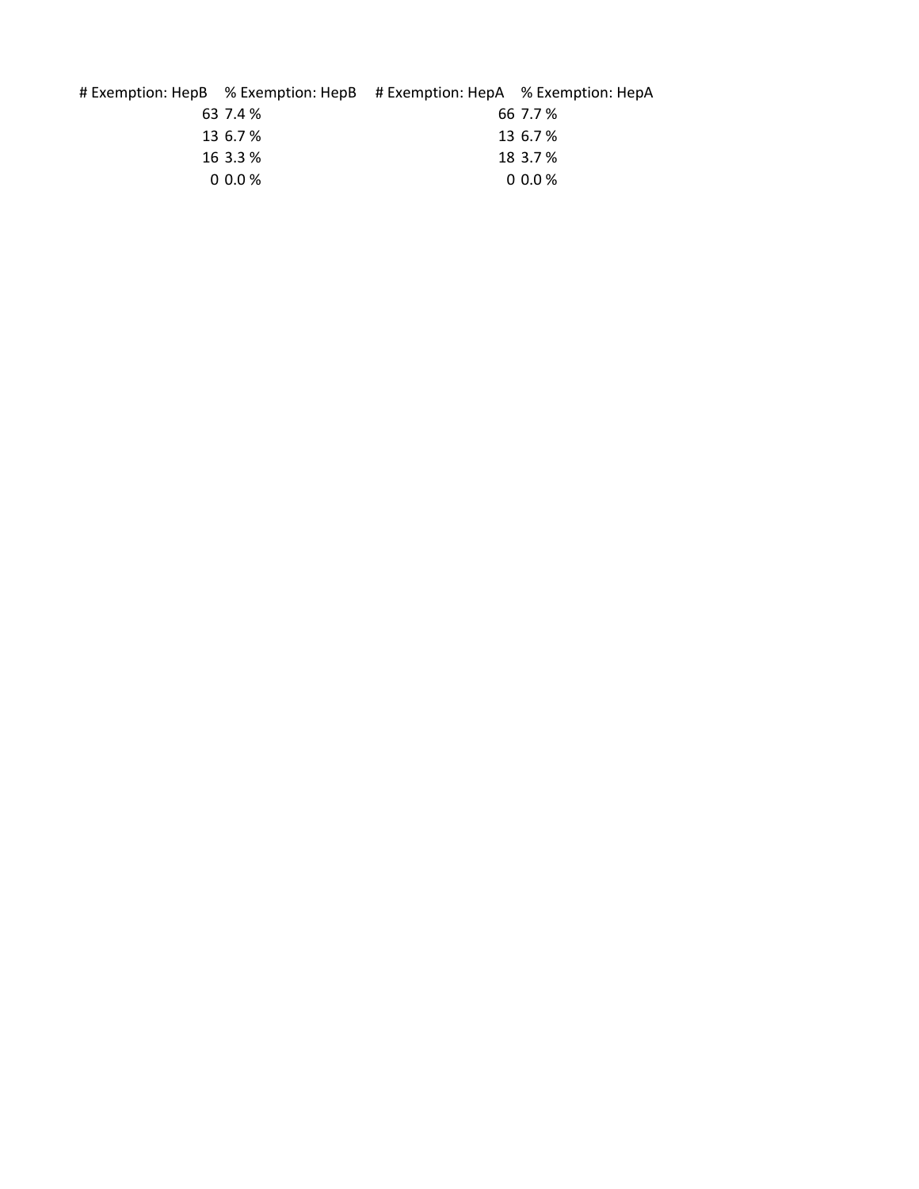| # Exemption: HepB | % Exemption: HepB | # Exemption: HepA | % Exemption: HepA |
| --- | --- | --- | --- |
| 63 | 7.4 % | 66 | 7.7 % |
| 13 | 6.7 % | 13 | 6.7 % |
| 16 | 3.3 % | 18 | 3.7 % |
| 0 | 0.0 % | 0 | 0.0 % |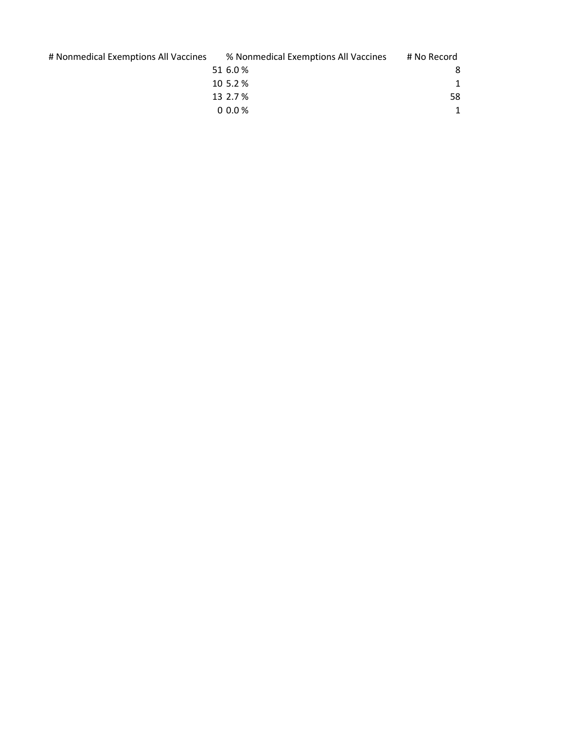| # Nonmedical Exemptions All Vaccines | % Nonmedical Exemptions All Vaccines | # No Record |
| --- | --- | --- |
| 51 | 6.0 % | 8 |
| 10 | 5.2 % | 1 |
| 13 | 2.7 % | 58 |
| 0 | 0.0 % | 1 |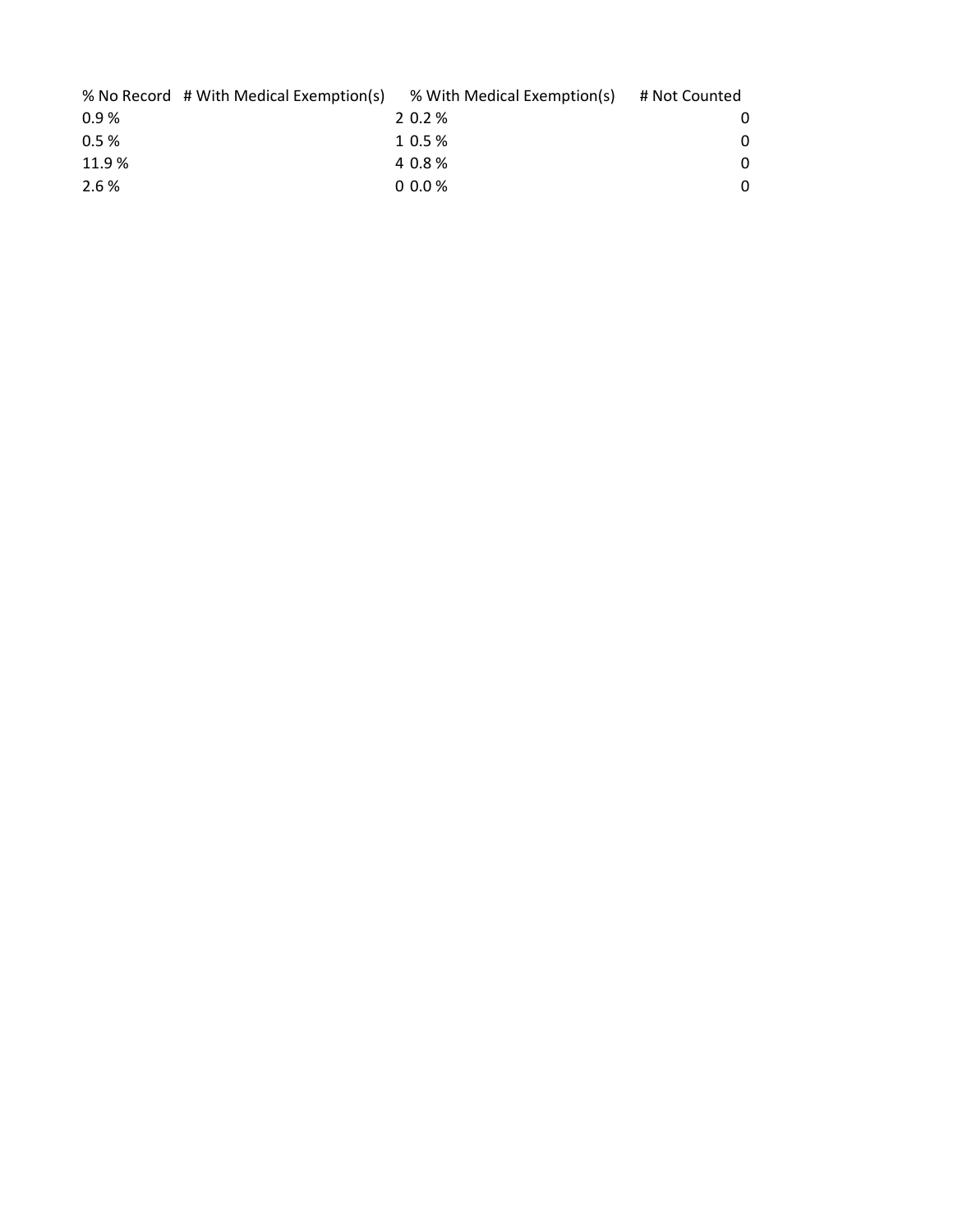| % No Record | # With Medical Exemption(s) | % With Medical Exemption(s) | # Not Counted |
|---|---|---|---|
| 0.9 % | 2 | 0.2 % | 0 |
| 0.5 % | 1 | 0.5 % | 0 |
| 11.9 % | 4 | 0.8 % | 0 |
| 2.6 % | 0 | 0.0 % | 0 |